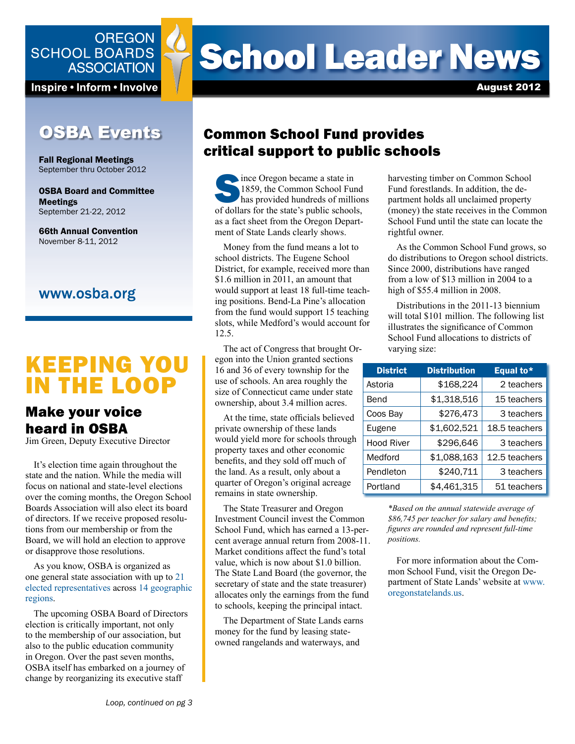# School Leader News

OREGON SCHOOL BOARDS ASSOCIATION

Inspire • Inform • Involve

August 2012

## OSBA Events

**Fall Regional Meetings**
September thru October 2012

**OSBA Board and Committee Meetings**
September 21-22, 2012

**66th Annual Convention**
November 8-11, 2012

www.osba.org

# KEEPING YOU IN THE LOOP

## Make your voice heard in OSBA

Jim Green, Deputy Executive Director

It's election time again throughout the state and the nation. While the media will focus on national and state-level elections over the coming months, the Oregon School Boards Association will also elect its board of directors. If we receive proposed resolutions from our membership or from the Board, we will hold an election to approve or disapprove those resolutions.

As you know, OSBA is organized as one general state association with up to 21 elected representatives across 14 geographic regions.

The upcoming OSBA Board of Directors election is critically important, not only to the membership of our association, but also to the public education community in Oregon. Over the past seven months, OSBA itself has embarked on a journey of change by reorganizing its executive staff

*Loop, continued on pg 3*

## Common School Fund provides critical support to public schools

Since Oregon became a state in 1859, the Common School Fund has provided hundreds of millions of dollars for the state's public schools, as a fact sheet from the Oregon Department of State Lands clearly shows.

Money from the fund means a lot to school districts. The Eugene School District, for example, received more than $1.6 million in 2011, an amount that would support at least 18 full-time teaching positions. Bend-La Pine's allocation from the fund would support 15 teaching slots, while Medford's would account for 12.5.

The act of Congress that brought Oregon into the Union granted sections 16 and 36 of every township for the use of schools. An area roughly the size of Connecticut came under state ownership, about 3.4 million acres.

At the time, state officials believed private ownership of these lands would yield more for schools through property taxes and other economic benefits, and they sold off much of the land. As a result, only about a quarter of Oregon's original acreage remains in state ownership.

The State Treasurer and Oregon Investment Council invest the Common School Fund, which has earned a 13-percent average annual return from 2008-11. Market conditions affect the fund's total value, which is now about $1.0 billion. The State Land Board (the governor, the secretary of state and the state treasurer) allocates only the earnings from the fund to schools, keeping the principal intact.

The Department of State Lands earns money for the fund by leasing state-owned rangelands and waterways, and harvesting timber on Common School Fund forestlands. In addition, the department holds all unclaimed property (money) the state receives in the Common School Fund until the state can locate the rightful owner.

As the Common School Fund grows, so do distributions to Oregon school districts. Since 2000, distributions have ranged from a low of $13 million in 2004 to a high of $55.4 million in 2008.

Distributions in the 2011-13 biennium will total $101 million. The following list illustrates the significance of Common School Fund allocations to districts of varying size:

| District | Distribution | Equal to* |
|---|---|---|
| Astoria | $168,224 | 2 teachers |
| Bend | $1,318,516 | 15 teachers |
| Coos Bay | $276,473 | 3 teachers |
| Eugene | $1,602,521 | 18.5 teachers |
| Hood River | $296,646 | 3 teachers |
| Medford | $1,088,163 | 12.5 teachers |
| Pendleton | $240,711 | 3 teachers |
| Portland | $4,461,315 | 51 teachers |

*\*Based on the annual statewide average of $86,745 per teacher for salary and benefits; figures are rounded and represent full-time positions.*

For more information about the Common School Fund, visit the Oregon Department of State Lands' website at www.oregonstatelands.us.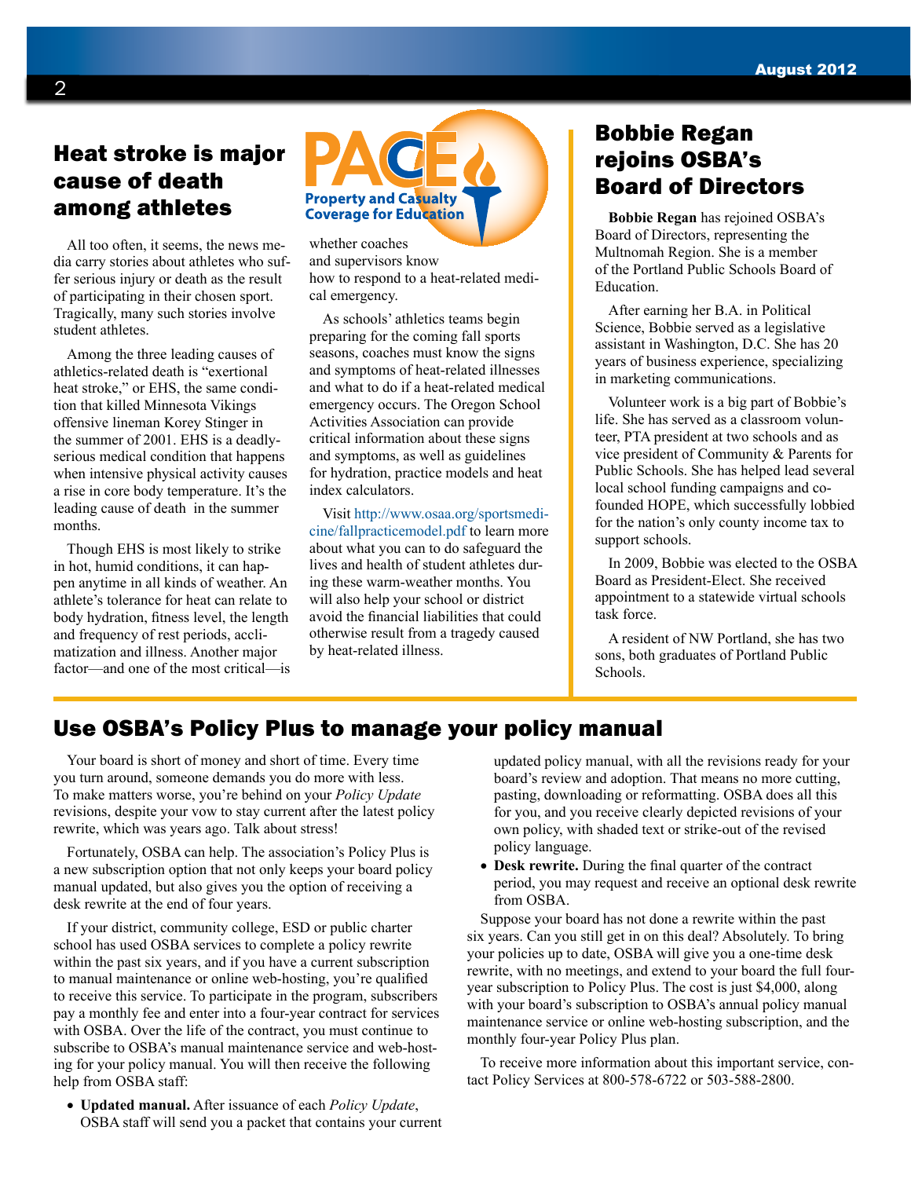## Heat stroke is major cause of death among athletes

PACE Property and Casualty Coverage for Education

All too often, it seems, the news media carry stories about athletes who suffer serious injury or death as the result of participating in their chosen sport. Tragically, many such stories involve student athletes.

Among the three leading causes of athletics-related death is "exertional heat stroke," or EHS, the same condition that killed Minnesota Vikings offensive lineman Korey Stinger in the summer of 2001. EHS is a deadly-serious medical condition that happens when intensive physical activity causes a rise in core body temperature. It's the leading cause of death in the summer months.

Though EHS is most likely to strike in hot, humid conditions, it can happen anytime in all kinds of weather. An athlete's tolerance for heat can relate to body hydration, fitness level, the length and frequency of rest periods, acclimatization and illness. Another major factor—and one of the most critical—is whether coaches and supervisors know how to respond to a heat-related medical emergency.

As schools' athletics teams begin preparing for the coming fall sports seasons, coaches must know the signs and symptoms of heat-related illnesses and what to do if a heat-related medical emergency occurs. The Oregon School Activities Association can provide critical information about these signs and symptoms, as well as guidelines for hydration, practice models and heat index calculators.

Visit http://www.osaa.org/sportsmedicine/fallpracticemodel.pdf to learn more about what you can to do safeguard the lives and health of student athletes during these warm-weather months. You will also help your school or district avoid the financial liabilities that could otherwise result from a tragedy caused by heat-related illness.

## Bobbie Regan rejoins OSBA's Board of Directors

**Bobbie Regan** has rejoined OSBA's Board of Directors, representing the Multnomah Region. She is a member of the Portland Public Schools Board of Education.

After earning her B.A. in Political Science, Bobbie served as a legislative assistant in Washington, D.C. She has 20 years of business experience, specializing in marketing communications.

Volunteer work is a big part of Bobbie's life. She has served as a classroom volunteer, PTA president at two schools and as vice president of Community & Parents for Public Schools. She has helped lead several local school funding campaigns and co-founded HOPE, which successfully lobbied for the nation's only county income tax to support schools.

In 2009, Bobbie was elected to the OSBA Board as President-Elect. She received appointment to a statewide virtual schools task force.

A resident of NW Portland, she has two sons, both graduates of Portland Public Schools.

## Use OSBA's Policy Plus to manage your policy manual

Your board is short of money and short of time. Every time you turn around, someone demands you do more with less. To make matters worse, you're behind on your *Policy Update* revisions, despite your vow to stay current after the latest policy rewrite, which was years ago. Talk about stress!

Fortunately, OSBA can help. The association's Policy Plus is a new subscription option that not only keeps your board policy manual updated, but also gives you the option of receiving a desk rewrite at the end of four years.

If your district, community college, ESD or public charter school has used OSBA services to complete a policy rewrite within the past six years, and if you have a current subscription to manual maintenance or online web-hosting, you're qualified to receive this service. To participate in the program, subscribers pay a monthly fee and enter into a four-year contract for services with OSBA. Over the life of the contract, you must continue to subscribe to OSBA's manual maintenance service and web-hosting for your policy manual. You will then receive the following help from OSBA staff:

- **Updated manual.** After issuance of each *Policy Update*, OSBA staff will send you a packet that contains your current updated policy manual, with all the revisions ready for your board's review and adoption. That means no more cutting, pasting, downloading or reformatting. OSBA does all this for you, and you receive clearly depicted revisions of your own policy, with shaded text or strike-out of the revised policy language.
- **Desk rewrite.** During the final quarter of the contract period, you may request and receive an optional desk rewrite from OSBA.

Suppose your board has not done a rewrite within the past six years. Can you still get in on this deal? Absolutely. To bring your policies up to date, OSBA will give you a one-time desk rewrite, with no meetings, and extend to your board the full four-year subscription to Policy Plus. The cost is just $4,000, along with your board's subscription to OSBA's annual policy manual maintenance service or online web-hosting subscription, and the monthly four-year Policy Plus plan.

To receive more information about this important service, contact Policy Services at 800-578-6722 or 503-588-2800.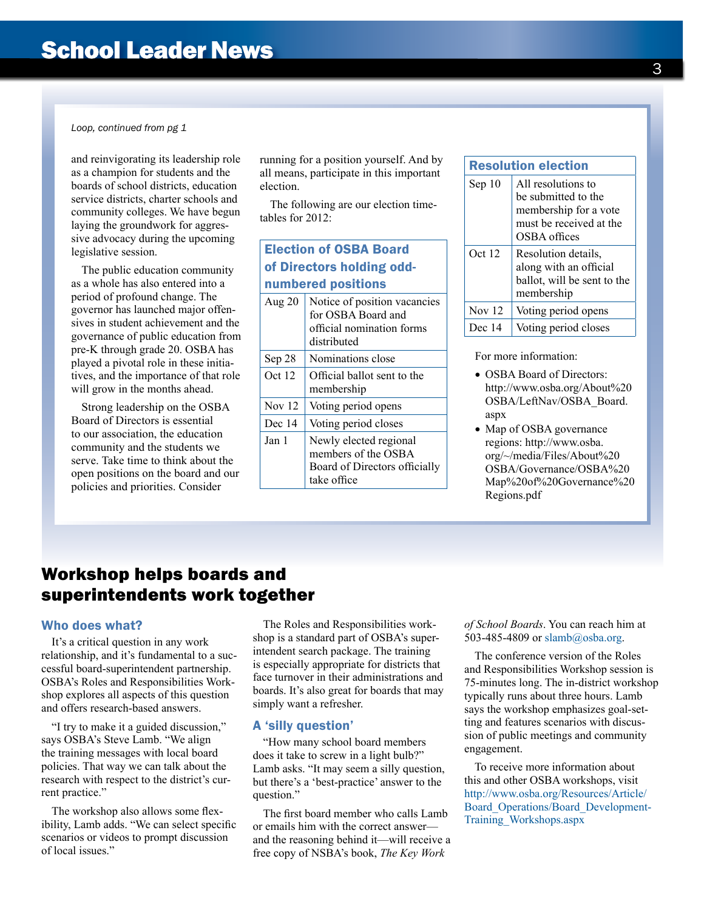*Loop, continued from pg 1*

and reinvigorating its leadership role as a champion for students and the boards of school districts, education service districts, charter schools and community colleges. We have begun laying the groundwork for aggressive advocacy during the upcoming legislative session.

The public education community as a whole has also entered into a period of profound change. The governor has launched major offensives in student achievement and the governance of public education from pre-K through grade 20. OSBA has played a pivotal role in these initiatives, and the importance of that role will grow in the months ahead.

Strong leadership on the OSBA Board of Directors is essential to our association, the education community and the students we serve. Take time to think about the open positions on the board and our policies and priorities. Consider running for a position yourself. And by all means, participate in this important election.

The following are our election timetables for 2012:

| Election of OSBA Board of Directors holding odd-numbered positions | |
|---|---|
| Aug 20 | Notice of position vacancies for OSBA Board and official nomination forms distributed |
| Sep 28 | Nominations close |
| Oct 12 | Official ballot sent to the membership |
| Nov 12 | Voting period opens |
| Dec 14 | Voting period closes |
| Jan 1 | Newly elected regional members of the OSBA Board of Directors officially take office |

| Resolution election | |
|---|---|
| Sep 10 | All resolutions to be submitted to the membership for a vote must be received at the OSBA offices |
| Oct 12 | Resolution details, along with an official ballot, will be sent to the membership |
| Nov 12 | Voting period opens |
| Dec 14 | Voting period closes |

For more information:

- OSBA Board of Directors: http://www.osba.org/About%20OSBA/LeftNav/OSBA_Board.aspx
- Map of OSBA governance regions: http://www.osba.org/~/media/Files/About%20OSBA/Governance/OSBA%20Map%20of%20Governance%20Regions.pdf

# Workshop helps boards and superintendents work together

### Who does what?

It's a critical question in any work relationship, and it's fundamental to a successful board-superintendent partnership. OSBA's Roles and Responsibilities Workshop explores all aspects of this question and offers research-based answers.

"I try to make it a guided discussion," says OSBA's Steve Lamb. "We align the training messages with local board policies. That way we can talk about the research with respect to the district's current practice."

The workshop also allows some flexibility, Lamb adds. "We can select specific scenarios or videos to prompt discussion of local issues."

The Roles and Responsibilities workshop is a standard part of OSBA's superintendent search package. The training is especially appropriate for districts that face turnover in their administrations and boards. It's also great for boards that may simply want a refresher.

### A 'silly question'

"How many school board members does it take to screw in a light bulb?" Lamb asks. "It may seem a silly question, but there's a 'best-practice' answer to the question."

The first board member who calls Lamb or emails him with the correct answer—and the reasoning behind it—will receive a free copy of NSBA's book, *The Key Work of School Boards*. You can reach him at 503-485-4809 or slamb@osba.org.

The conference version of the Roles and Responsibilities Workshop session is 75-minutes long. The in-district workshop typically runs about three hours. Lamb says the workshop emphasizes goal-setting and features scenarios with discussion of public meetings and community engagement.

To receive more information about this and other OSBA workshops, visit http://www.osba.org/Resources/Article/Board_Operations/Board_Development-Training_Workshops.aspx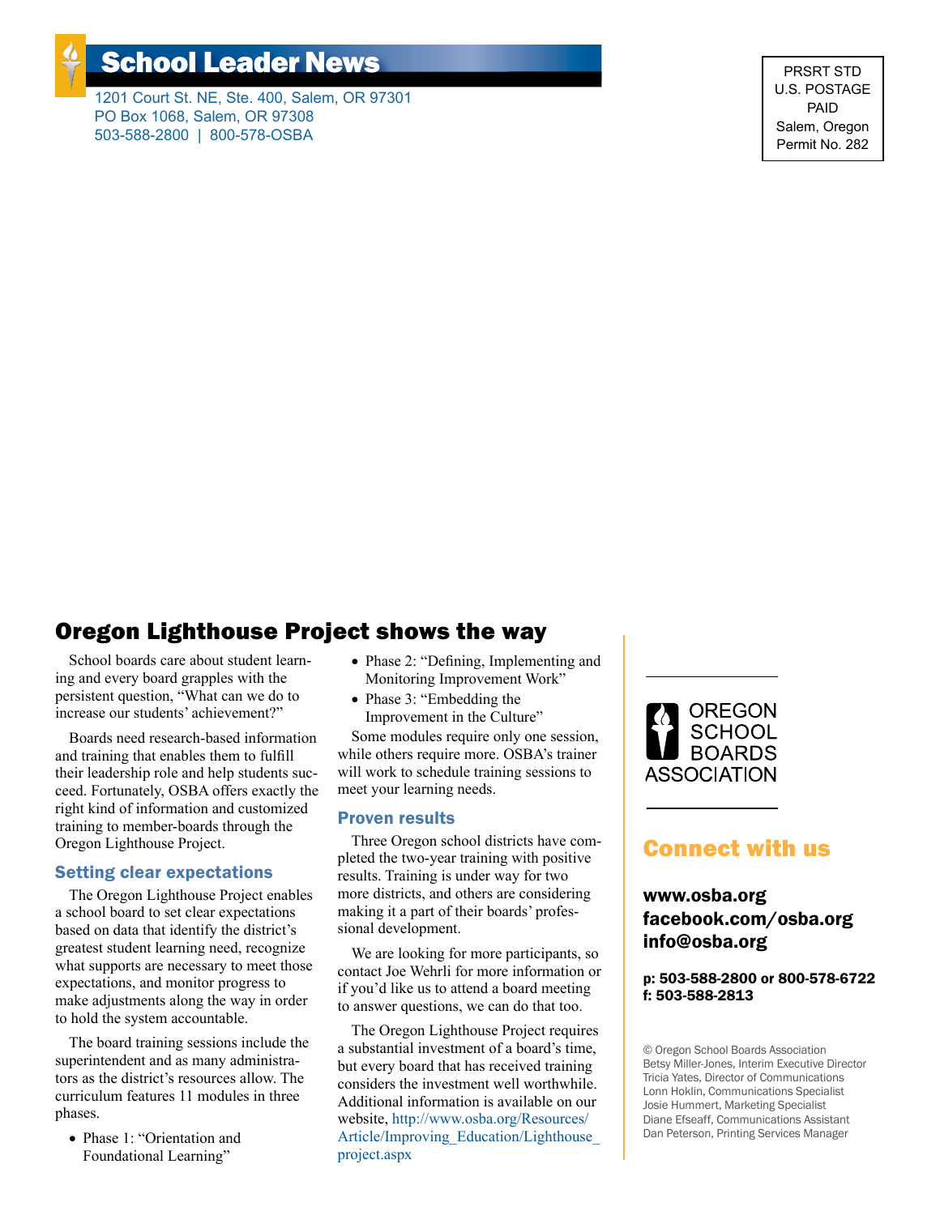# School Leader News

1201 Court St. NE, Ste. 400, Salem, OR 97301
PO Box 1068, Salem, OR 97308
503-588-2800 | 800-578-OSBA

PRSRT STD
U.S. POSTAGE
PAID
Salem, Oregon
Permit No. 282

## Oregon Lighthouse Project shows the way

School boards care about student learning and every board grapples with the persistent question, "What can we do to increase our students' achievement?"

Boards need research-based information and training that enables them to fulfill their leadership role and help students succeed. Fortunately, OSBA offers exactly the right kind of information and customized training to member-boards through the Oregon Lighthouse Project.

### Setting clear expectations

The Oregon Lighthouse Project enables a school board to set clear expectations based on data that identify the district's greatest student learning need, recognize what supports are necessary to meet those expectations, and monitor progress to make adjustments along the way in order to hold the system accountable.

The board training sessions include the superintendent and as many administrators as the district's resources allow. The curriculum features 11 modules in three phases.

- Phase 1: "Orientation and Foundational Learning"
- Phase 2: "Defining, Implementing and Monitoring Improvement Work"
- Phase 3: "Embedding the Improvement in the Culture"

Some modules require only one session, while others require more. OSBA's trainer will work to schedule training sessions to meet your learning needs.

### Proven results

Three Oregon school districts have completed the two-year training with positive results. Training is under way for two more districts, and others are considering making it a part of their boards' professional development.

We are looking for more participants, so contact Joe Wehrli for more information or if you'd like us to attend a board meeting to answer questions, we can do that too.

The Oregon Lighthouse Project requires a substantial investment of a board's time, but every board that has received training considers the investment well worthwhile. Additional information is available on our website, http://www.osba.org/Resources/Article/Improving_Education/Lighthouse_project.aspx

OREGON SCHOOL BOARDS ASSOCIATION

## Connect with us

**www.osba.org**
**facebook.com/osba.org**
**info@osba.org**

**p: 503-588-2800 or 800-578-6722**
**f: 503-588-2813**

© Oregon School Boards Association
Betsy Miller-Jones, Interim Executive Director
Tricia Yates, Director of Communications
Lonn Hoklin, Communications Specialist
Josie Hummert, Marketing Specialist
Diane Efseaff, Communications Assistant
Dan Peterson, Printing Services Manager